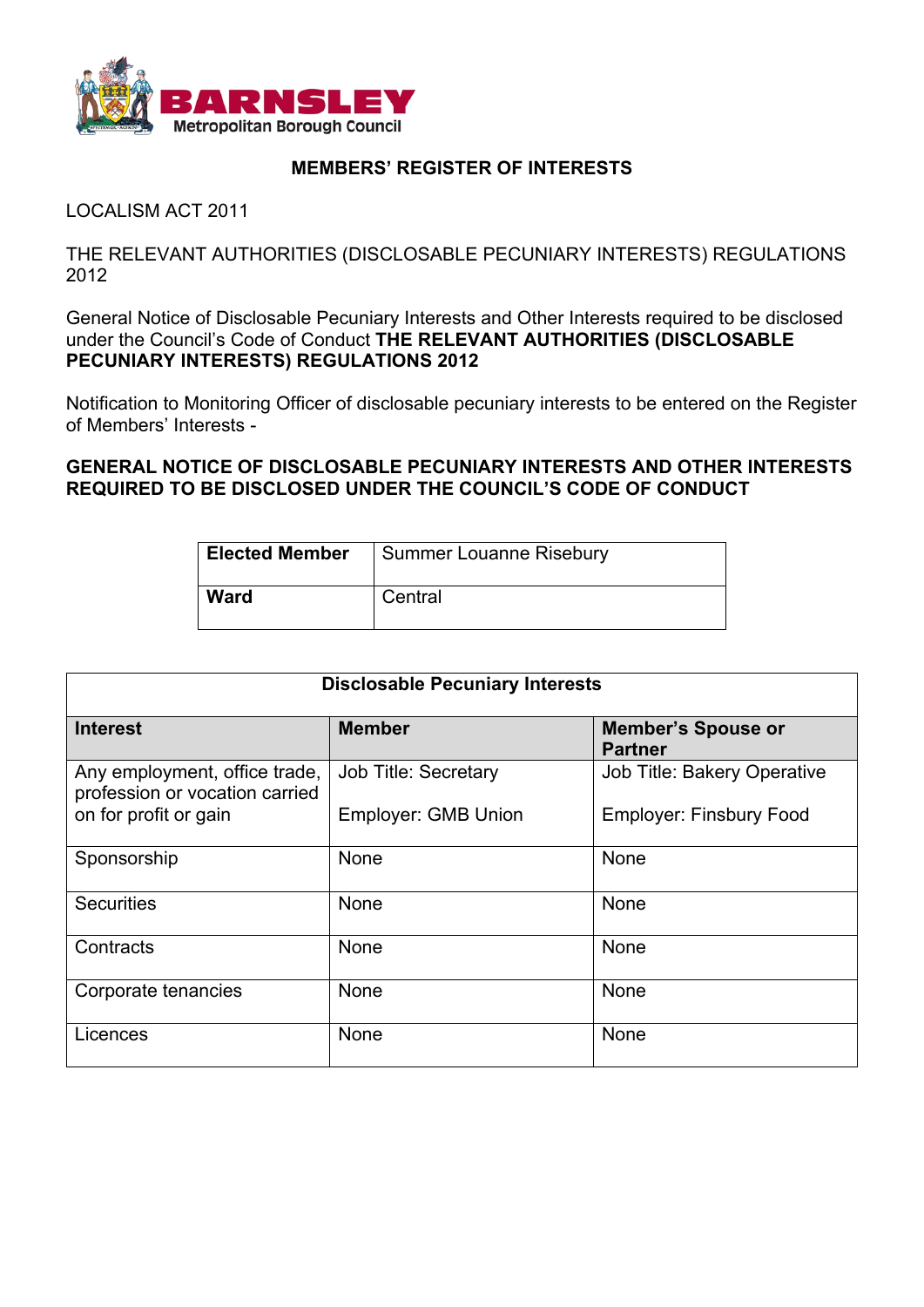**BARNSLEY**
Metropolitan Borough Council

## MEMBERS' REGISTER OF INTERESTS

LOCALISM ACT 2011

THE RELEVANT AUTHORITIES (DISCLOSABLE PECUNIARY INTERESTS) REGULATIONS 2012

General Notice of Disclosable Pecuniary Interests and Other Interests required to be disclosed under the Council's Code of Conduct **THE RELEVANT AUTHORITIES (DISCLOSABLE PECUNIARY INTERESTS) REGULATIONS 2012**

Notification to Monitoring Officer of disclosable pecuniary interests to be entered on the Register of Members' Interests -

**GENERAL NOTICE OF DISCLOSABLE PECUNIARY INTERESTS AND OTHER INTERESTS REQUIRED TO BE DISCLOSED UNDER THE COUNCIL'S CODE OF CONDUCT**

| **Elected Member** | Summer Louanne Risebury |
|---|---|
| **Ward** | Central |

| **Disclosable Pecuniary Interests** | | |
|---|---|---|
| **Interest** | **Member** | **Member's Spouse or Partner** |
| Any employment, office trade, profession or vocation carried on for profit or gain | Job Title: Secretary<br><br>Employer: GMB Union | Job Title: Bakery Operative<br><br>Employer: Finsbury Food |
| Sponsorship | None | None |
| Securities | None | None |
| Contracts | None | None |
| Corporate tenancies | None | None |
| Licences | None | None |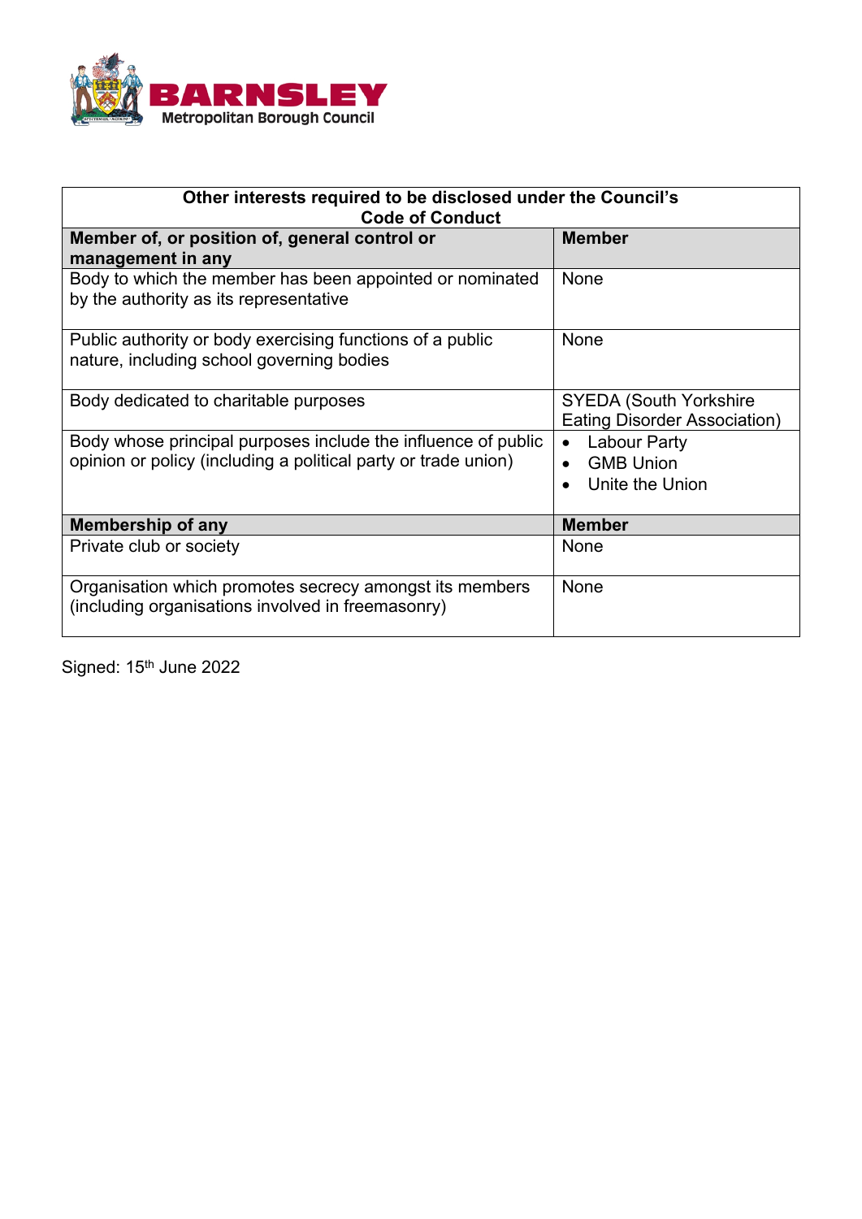BARNSLEY Metropolitan Borough Council

| Other interests required to be disclosed under the Council's Code of Conduct | |
|---|---|
| **Member of, or position of, general control or management in any** | **Member** |
| Body to which the member has been appointed or nominated by the authority as its representative | None |
| Public authority or body exercising functions of a public nature, including school governing bodies | None |
| Body dedicated to charitable purposes | SYEDA (South Yorkshire Eating Disorder Association) |
| Body whose principal purposes include the influence of public opinion or policy (including a political party or trade union) | • Labour Party<br>• GMB Union<br>• Unite the Union |
| **Membership of any** | **Member** |
| Private club or society | None |
| Organisation which promotes secrecy amongst its members (including organisations involved in freemasonry) | None |

Signed: 15th June 2022